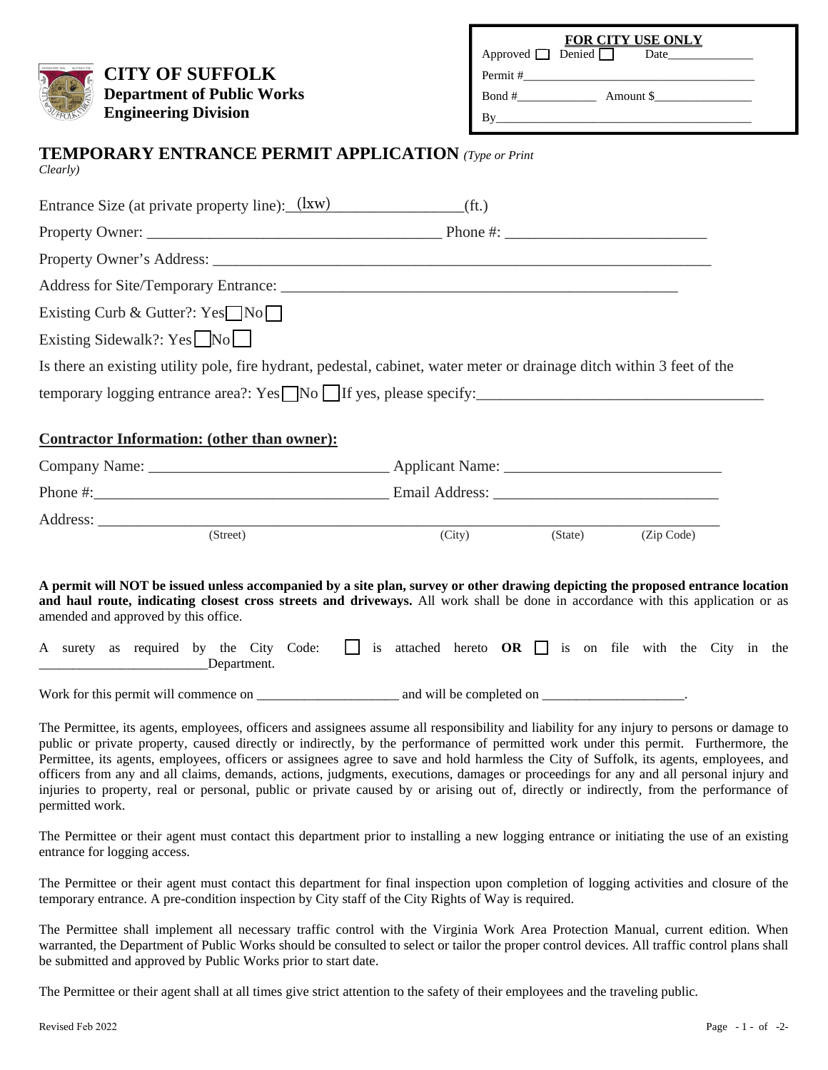**FOR CITY USE ONLY**

Approved ☐ Denied ☐ Date______________

Permit #______________________________________

Bond #_____________ Amount $________________

By__________________________________________

# CITY OF SUFFOLK
**Department of Public Works**
**Engineering Division**

## TEMPORARY ENTRANCE PERMIT APPLICATION *(Type or Print Clearly)*

Entrance Size (at private property line): (lxw)__________________ (ft.)

Property Owner: _____________________________________ Phone #: _________________________

Property Owner's Address: ________________________________________________________________

Address for Site/Temporary Entrance: ___________________________________________________

Existing Curb & Gutter?: Yes ☐ No ☐

Existing Sidewalk?: Yes ☐ No ☐

Is there an existing utility pole, fire hydrant, pedestal, cabinet, water meter or drainage ditch within 3 feet of the temporary logging entrance area?: Yes ☐ No ☐ If yes, please specify:____________________________________

### Contractor Information: (other than owner):

Company Name: ______________________________ Applicant Name: ___________________________

Phone #:____________________________________ Email Address: ____________________________

Address: ______________________________________________________________________________
(Street) (City) (State) (Zip Code)

**A permit will NOT be issued unless accompanied by a site plan, survey or other drawing depicting the proposed entrance location and haul route, indicating closest cross streets and driveways.** All work shall be done in accordance with this application or as amended and approved by this office.

A surety as required by the City Code: ☐ is attached hereto **OR** ☐ is on file with the City in the ________________________Department.

Work for this permit will commence on ____________________ and will be completed on ____________________.

The Permittee, its agents, employees, officers and assignees assume all responsibility and liability for any injury to persons or damage to public or private property, caused directly or indirectly, by the performance of permitted work under this permit. Furthermore, the Permittee, its agents, employees, officers or assignees agree to save and hold harmless the City of Suffolk, its agents, employees, and officers from any and all claims, demands, actions, judgments, executions, damages or proceedings for any and all personal injury and injuries to property, real or personal, public or private caused by or arising out of, directly or indirectly, from the performance of permitted work.

The Permittee or their agent must contact this department prior to installing a new logging entrance or initiating the use of an existing entrance for logging access.

The Permittee or their agent must contact this department for final inspection upon completion of logging activities and closure of the temporary entrance. A pre-condition inspection by City staff of the City Rights of Way is required.

The Permittee shall implement all necessary traffic control with the Virginia Work Area Protection Manual, current edition. When warranted, the Department of Public Works should be consulted to select or tailor the proper control devices. All traffic control plans shall be submitted and approved by Public Works prior to start date.

The Permittee or their agent shall at all times give strict attention to the safety of their employees and the traveling public.

Revised Feb 2022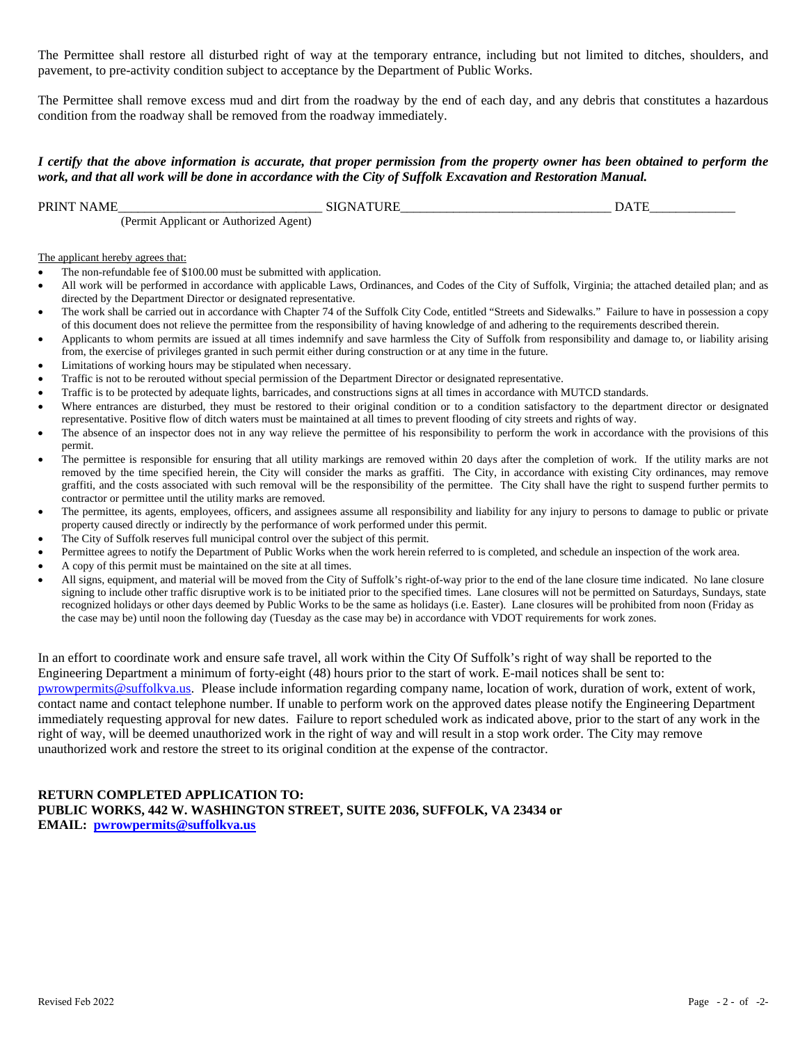The Permittee shall restore all disturbed right of way at the temporary entrance, including but not limited to ditches, shoulders, and pavement, to pre-activity condition subject to acceptance by the Department of Public Works.

The Permittee shall remove excess mud and dirt from the roadway by the end of each day, and any debris that constitutes a hazardous condition from the roadway shall be removed from the roadway immediately.

***I certify that the above information is accurate, that proper permission from the property owner has been obtained to perform the work, and that all work will be done in accordance with the City of Suffolk Excavation and Restoration Manual.***

PRINT NAME______________________________ SIGNATURE_______________________________ DATE_____________
(Permit Applicant or Authorized Agent)

The applicant hereby agrees that:

- The non-refundable fee of $100.00 must be submitted with application.
- All work will be performed in accordance with applicable Laws, Ordinances, and Codes of the City of Suffolk, Virginia; the attached detailed plan; and as directed by the Department Director or designated representative.
- The work shall be carried out in accordance with Chapter 74 of the Suffolk City Code, entitled "Streets and Sidewalks." Failure to have in possession a copy of this document does not relieve the permittee from the responsibility of having knowledge of and adhering to the requirements described therein.
- Applicants to whom permits are issued at all times indemnify and save harmless the City of Suffolk from responsibility and damage to, or liability arising from, the exercise of privileges granted in such permit either during construction or at any time in the future.
- Limitations of working hours may be stipulated when necessary.
- Traffic is not to be rerouted without special permission of the Department Director or designated representative.
- Traffic is to be protected by adequate lights, barricades, and constructions signs at all times in accordance with MUTCD standards.
- Where entrances are disturbed, they must be restored to their original condition or to a condition satisfactory to the department director or designated representative. Positive flow of ditch waters must be maintained at all times to prevent flooding of city streets and rights of way.
- The absence of an inspector does not in any way relieve the permittee of his responsibility to perform the work in accordance with the provisions of this permit.
- The permittee is responsible for ensuring that all utility markings are removed within 20 days after the completion of work. If the utility marks are not removed by the time specified herein, the City will consider the marks as graffiti. The City, in accordance with existing City ordinances, may remove graffiti, and the costs associated with such removal will be the responsibility of the permittee. The City shall have the right to suspend further permits to contractor or permittee until the utility marks are removed.
- The permittee, its agents, employees, officers, and assignees assume all responsibility and liability for any injury to persons to damage to public or private property caused directly or indirectly by the performance of work performed under this permit.
- The City of Suffolk reserves full municipal control over the subject of this permit.
- Permittee agrees to notify the Department of Public Works when the work herein referred to is completed, and schedule an inspection of the work area.
- A copy of this permit must be maintained on the site at all times.
- All signs, equipment, and material will be moved from the City of Suffolk's right-of-way prior to the end of the lane closure time indicated. No lane closure signing to include other traffic disruptive work is to be initiated prior to the specified times. Lane closures will not be permitted on Saturdays, Sundays, state recognized holidays or other days deemed by Public Works to be the same as holidays (i.e. Easter). Lane closures will be prohibited from noon (Friday as the case may be) until noon the following day (Tuesday as the case may be) in accordance with VDOT requirements for work zones.

In an effort to coordinate work and ensure safe travel, all work within the City Of Suffolk's right of way shall be reported to the Engineering Department a minimum of forty-eight (48) hours prior to the start of work. E-mail notices shall be sent to: pwrowpermits@suffolkva.us. Please include information regarding company name, location of work, duration of work, extent of work, contact name and contact telephone number. If unable to perform work on the approved dates please notify the Engineering Department immediately requesting approval for new dates. Failure to report scheduled work as indicated above, prior to the start of any work in the right of way, will be deemed unauthorized work in the right of way and will result in a stop work order. The City may remove unauthorized work and restore the street to its original condition at the expense of the contractor.

**RETURN COMPLETED APPLICATION TO:**
**PUBLIC WORKS, 442 W. WASHINGTON STREET, SUITE 2036, SUFFOLK, VA 23434 or**
**EMAIL: pwrowpermits@suffolkva.us**

Revised Feb 2022